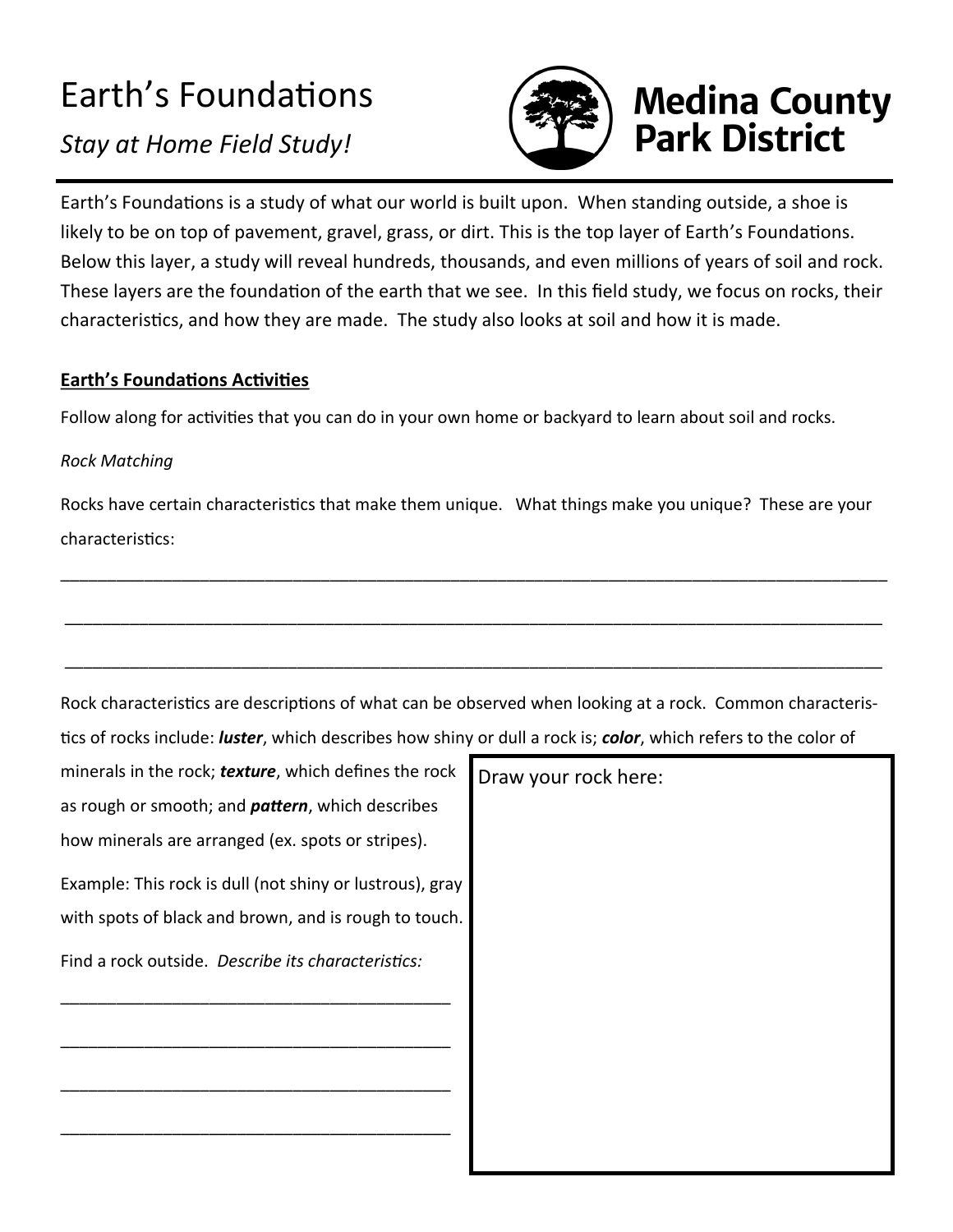# Earth's Foundations

*Stay at Home Field Study!*

**Medina County Park District**

Earth's Foundations is a study of what our world is built upon. When standing outside, a shoe is likely to be on top of pavement, gravel, grass, or dirt. This is the top layer of Earth's Foundations. Below this layer, a study will reveal hundreds, thousands, and even millions of years of soil and rock. These layers are the foundation of the earth that we see. In this field study, we focus on rocks, their characteristics, and how they are made. The study also looks at soil and how it is made.

## Earth's Foundations Activities

Follow along for activities that you can do in your own home or backyard to learn about soil and rocks.

*Rock Matching*

Rocks have certain characteristics that make them unique. What things make you unique? These are your characteristics:

_______________________________________________________________________________

_______________________________________________________________________________

_______________________________________________________________________________

Rock characteristics are descriptions of what can be observed when looking at a rock. Common characteristics of rocks include: ***luster***, which describes how shiny or dull a rock is; ***color***, which refers to the color of minerals in the rock; ***texture***, which defines the rock as rough or smooth; and ***pattern***, which describes how minerals are arranged (ex. spots or stripes).

Example: This rock is dull (not shiny or lustrous), gray with spots of black and brown, and is rough to touch.

Find a rock outside. *Describe its characteristics:*

__________________________________________

__________________________________________

__________________________________________

__________________________________________

Draw your rock here: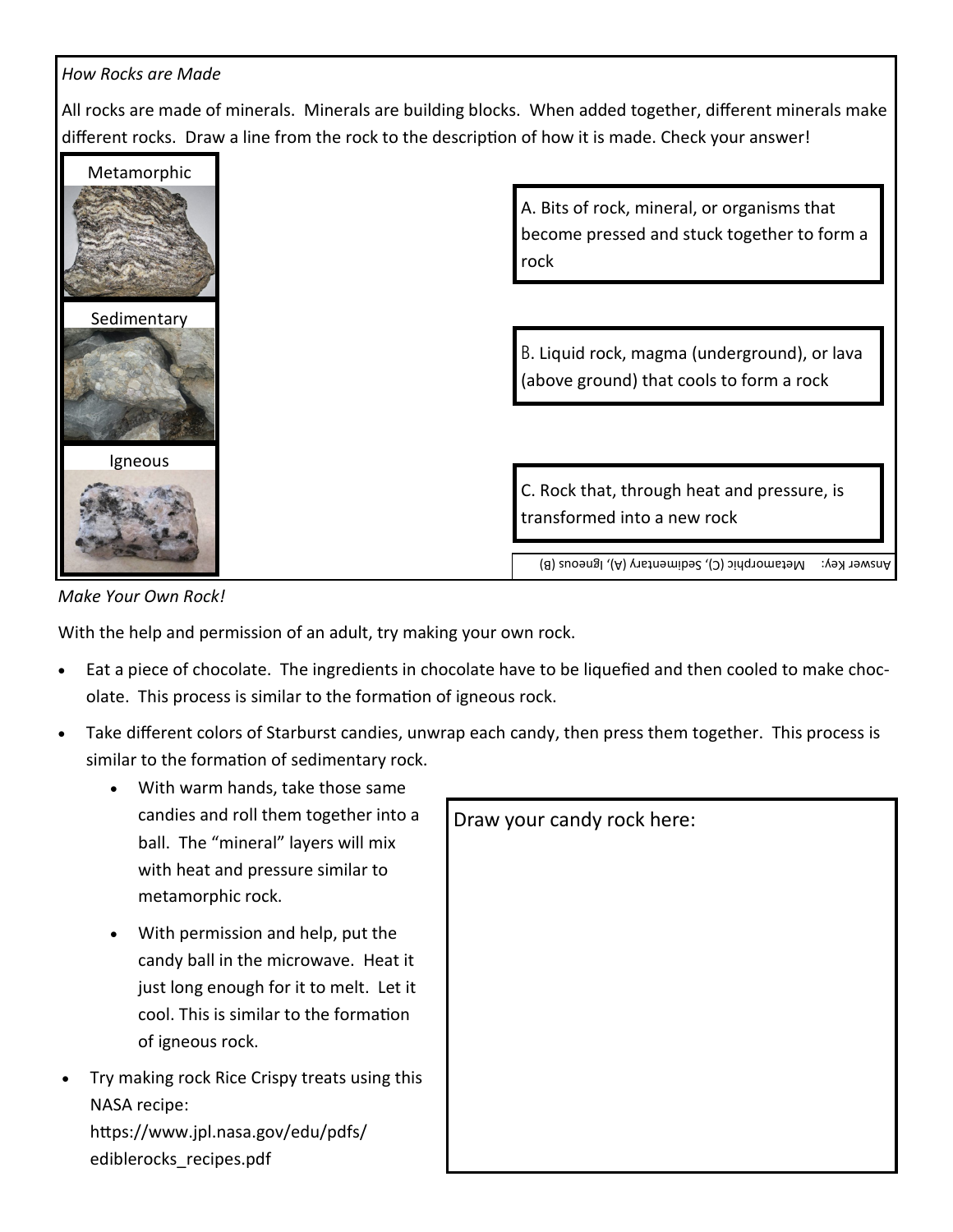*How Rocks are Made*

All rocks are made of minerals. Minerals are building blocks. When added together, different minerals make different rocks. Draw a line from the rock to the description of how it is made. Check your answer!

Metamorphic

Sedimentary

Igneous

A. Bits of rock, mineral, or organisms that become pressed and stuck together to form a rock

B. Liquid rock, magma (underground), or lava (above ground) that cools to form a rock

C. Rock that, through heat and pressure, is transformed into a new rock

Answer Key: Metamorphic (C), Sedimentary (A), Igneous (B)

*Make Your Own Rock!*

With the help and permission of an adult, try making your own rock.

- Eat a piece of chocolate. The ingredients in chocolate have to be liquefied and then cooled to make chocolate. This process is similar to the formation of igneous rock.
- Take different colors of Starburst candies, unwrap each candy, then press them together. This process is similar to the formation of sedimentary rock.
    - With warm hands, take those same candies and roll them together into a ball. The "mineral" layers will mix with heat and pressure similar to metamorphic rock.
    - With permission and help, put the candy ball in the microwave. Heat it just long enough for it to melt. Let it cool. This is similar to the formation of igneous rock.
- Try making rock Rice Crispy treats using this NASA recipe: https://www.jpl.nasa.gov/edu/pdfs/ediblerocks_recipes.pdf

Draw your candy rock here: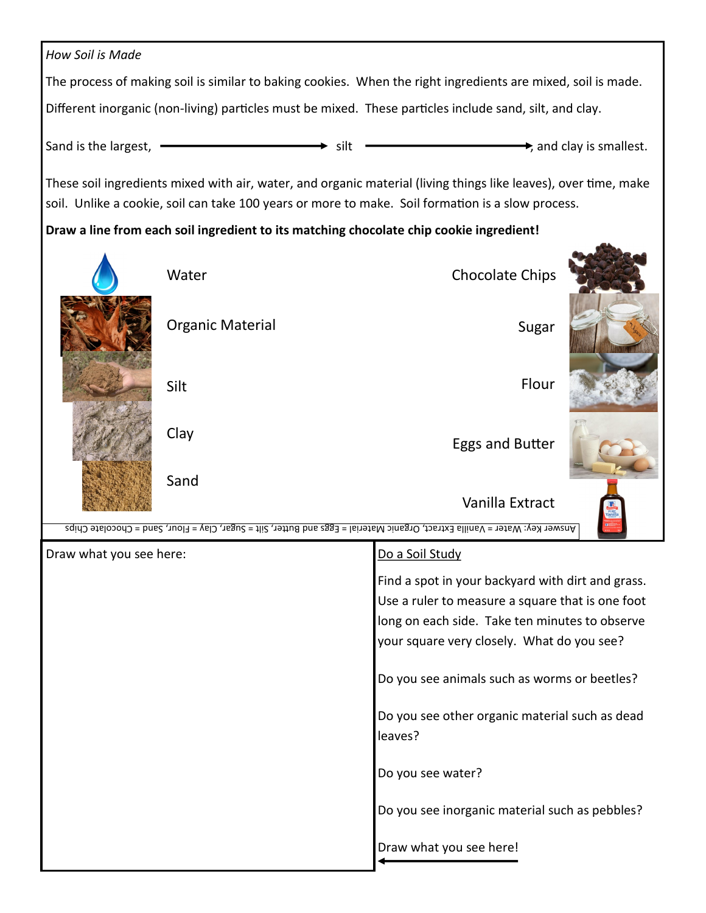*How Soil is Made*

The process of making soil is similar to baking cookies. When the right ingredients are mixed, soil is made.

Different inorganic (non-living) particles must be mixed. These particles include sand, silt, and clay.

Sand is the largest, → silt →, and clay is smallest.

These soil ingredients mixed with air, water, and organic material (living things like leaves), over time, make soil. Unlike a cookie, soil can take 100 years or more to make. Soil formation is a slow process.

**Draw a line from each soil ingredient to its matching chocolate chip cookie ingredient!**

| | |
|---|---|
| Water | Chocolate Chips |
| Organic Material | Sugar |
| Silt | Flour |
| Clay | Eggs and Butter |
| Sand | Vanilla Extract |

Answer key: Water = Vanilla Extract, Organic Material = Eggs and Butter, Silt = Sugar, Clay = Flour, Sand = Chocolate Chips

Draw what you see here:

Do a Soil Study

Find a spot in your backyard with dirt and grass. Use a ruler to measure a square that is one foot long on each side. Take ten minutes to observe your square very closely. What do you see?

Do you see animals such as worms or beetles?

Do you see other organic material such as dead leaves?

Do you see water?

Do you see inorganic material such as pebbles?

Draw what you see here! ←